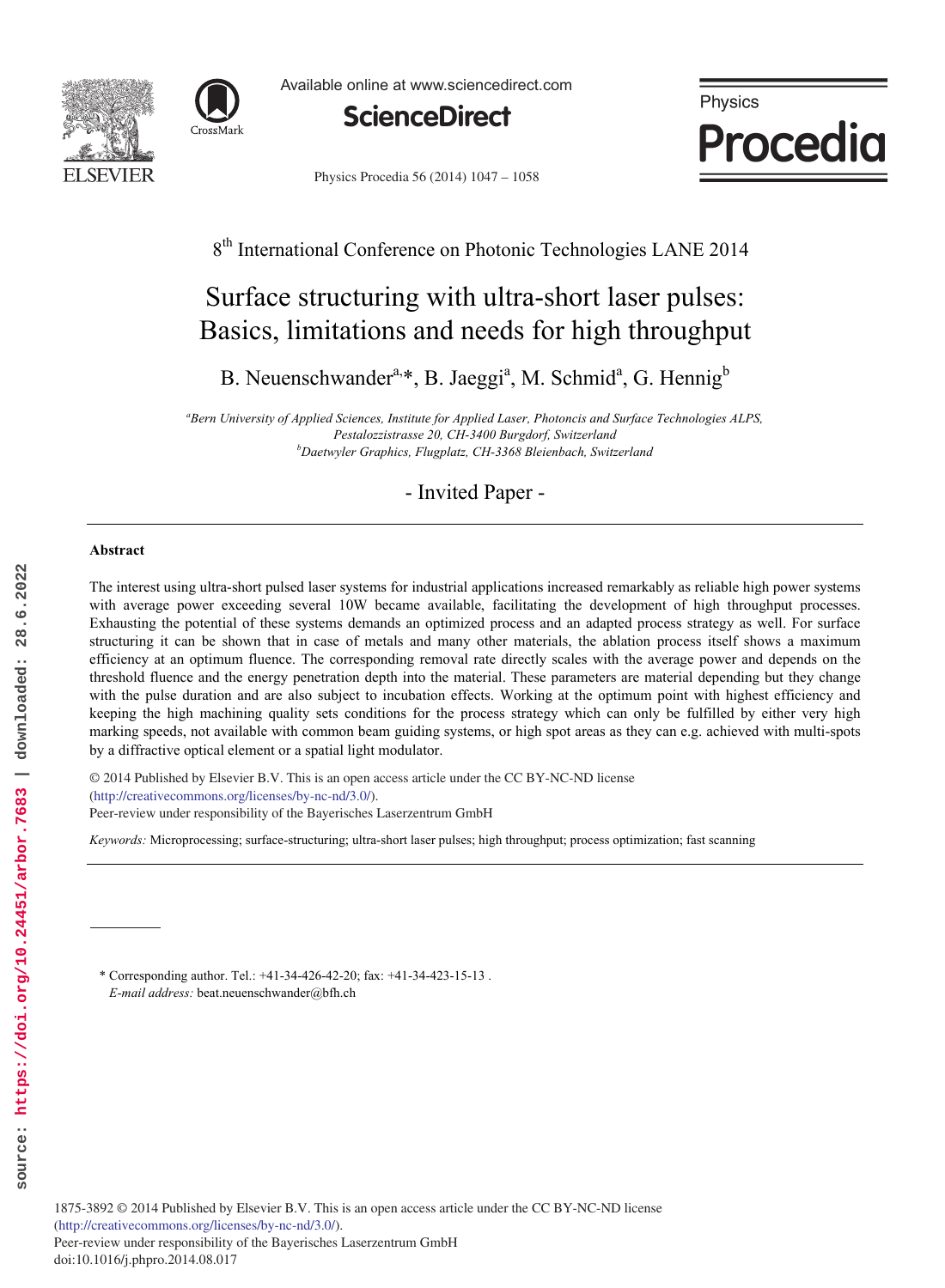Available online at www.sciencedirect.com

**ScienceDirect**

Physics Procedia

8th International Conference on Photonic Technologies LANE 2014

# Surface structuring with ultra-short laser pulses: Basics, limitations and needs for high throughput

B. Neuenschwander[a,*], B. Jaeggi[a], M. Schmid[a], G. Hennig[b]

*[a]Bern University of Applied Sciences, Institute for Applied Laser, Photoncis and Surface Technologies ALPS, Pestalozzistrasse 20, CH-3400 Burgdorf, Switzerland*
*[b]Daetwyler Graphics, Flugplatz, CH-3368 Bleienbach, Switzerland*

- Invited Paper -

---

**Abstract**

The interest using ultra-short pulsed laser systems for industrial applications increased remarkably as reliable high power systems with average power exceeding several 10W became available, facilitating the development of high throughput processes. Exhausting the potential of these systems demands an optimized process and an adapted process strategy as well. For surface structuring it can be shown that in case of metals and many other materials, the ablation process itself shows a maximum efficiency at an optimum fluence. The corresponding removal rate directly scales with the average power and depends on the threshold fluence and the energy penetration depth into the material. These parameters are material depending but they change with the pulse duration and are also subject to incubation effects. Working at the optimum point with highest efficiency and keeping the high machining quality sets conditions for the process strategy which can only be fulfilled by either very high marking speeds, not available with common beam guiding systems, or high spot areas as they can e.g. achieved with multi-spots by a diffractive optical element or a spatial light modulator.

© 2014 Published by Elsevier B.V. This is an open access article under the CC BY-NC-ND license (http://creativecommons.org/licenses/by-nc-nd/3.0/).
Peer-review under responsibility of the Bayerisches Laserzentrum GmbH

*Keywords:* Microprocessing; surface-structuring; ultra-short laser pulses; high throughput; process optimization; fast scanning

---

\* Corresponding author. Tel.: +41-34-426-42-20; fax: +41-34-423-15-13 .
*E-mail address:* beat.neuenschwander@bfh.ch

1875-3892 © 2014 Published by Elsevier B.V. This is an open access article under the CC BY-NC-ND license (http://creativecommons.org/licenses/by-nc-nd/3.0/).
Peer-review under responsibility of the Bayerisches Laserzentrum GmbH
doi:10.1016/j.phpro.2014.08.017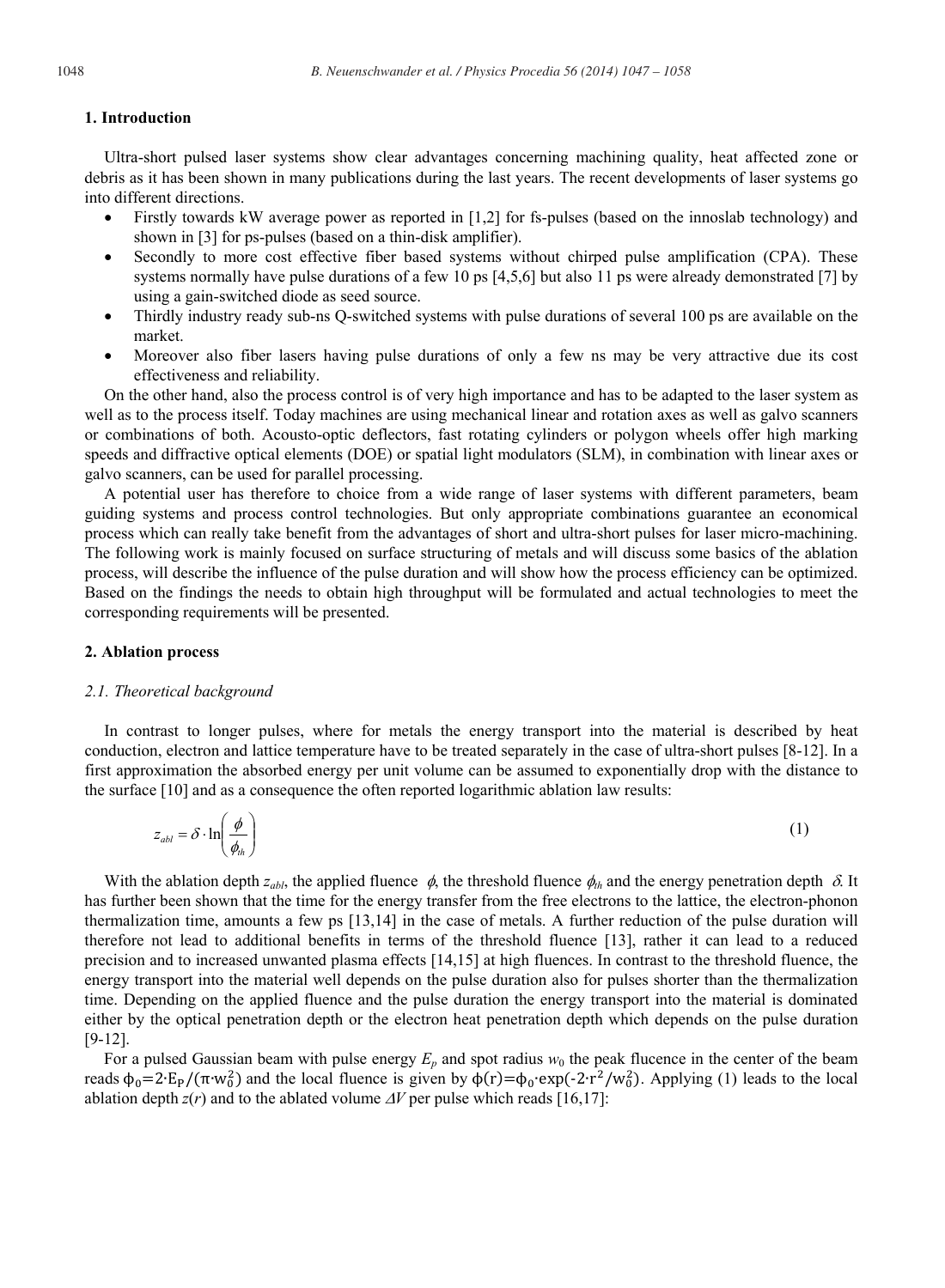## 1. Introduction

Ultra-short pulsed laser systems show clear advantages concerning machining quality, heat affected zone or debris as it has been shown in many publications during the last years. The recent developments of laser systems go into different directions.

- Firstly towards kW average power as reported in [1,2] for fs-pulses (based on the innoslab technology) and shown in [3] for ps-pulses (based on a thin-disk amplifier).
- Secondly to more cost effective fiber based systems without chirped pulse amplification (CPA). These systems normally have pulse durations of a few 10 ps [4,5,6] but also 11 ps were already demonstrated [7] by using a gain-switched diode as seed source.
- Thirdly industry ready sub-ns Q-switched systems with pulse durations of several 100 ps are available on the market.
- Moreover also fiber lasers having pulse durations of only a few ns may be very attractive due its cost effectiveness and reliability.

On the other hand, also the process control is of very high importance and has to be adapted to the laser system as well as to the process itself. Today machines are using mechanical linear and rotation axes as well as galvo scanners or combinations of both. Acousto-optic deflectors, fast rotating cylinders or polygon wheels offer high marking speeds and diffractive optical elements (DOE) or spatial light modulators (SLM), in combination with linear axes or galvo scanners, can be used for parallel processing.

A potential user has therefore to choice from a wide range of laser systems with different parameters, beam guiding systems and process control technologies. But only appropriate combinations guarantee an economical process which can really take benefit from the advantages of short and ultra-short pulses for laser micro-machining. The following work is mainly focused on surface structuring of metals and will discuss some basics of the ablation process, will describe the influence of the pulse duration and will show how the process efficiency can be optimized. Based on the findings the needs to obtain high throughput will be formulated and actual technologies to meet the corresponding requirements will be presented.

## 2. Ablation process

### 2.1. Theoretical background

In contrast to longer pulses, where for metals the energy transport into the material is described by heat conduction, electron and lattice temperature have to be treated separately in the case of ultra-short pulses [8-12]. In a first approximation the absorbed energy per unit volume can be assumed to exponentially drop with the distance to the surface [10] and as a consequence the often reported logarithmic ablation law results:

$$z_{abl} = \delta \cdot \ln\left(\frac{\phi}{\phi_{th}}\right) \tag{1}$$

With the ablation depth $z_{abl}$, the applied fluence $\phi$, the threshold fluence $\phi_{th}$ and the energy penetration depth $\delta$. It has further been shown that the time for the energy transfer from the free electrons to the lattice, the electron-phonon thermalization time, amounts a few ps [13,14] in the case of metals. A further reduction of the pulse duration will therefore not lead to additional benefits in terms of the threshold fluence [13], rather it can lead to a reduced precision and to increased unwanted plasma effects [14,15] at high fluences. In contrast to the threshold fluence, the energy transport into the material well depends on the pulse duration also for pulses shorter than the thermalization time. Depending on the applied fluence and the pulse duration the energy transport into the material is dominated either by the optical penetration depth or the electron heat penetration depth which depends on the pulse duration [9-12].

For a pulsed Gaussian beam with pulse energy $E_p$ and spot radius $w_0$ the peak fluence in the center of the beam reads $\phi_0 = 2 \cdot E_P / (\pi \cdot w_0^2)$ and the local fluence is given by $\phi(r) = \phi_0 \cdot \exp(-2 \cdot r^2 / w_0^2)$. Applying (1) leads to the local ablation depth $z(r)$ and to the ablated volume $\Delta V$ per pulse which reads [16,17]: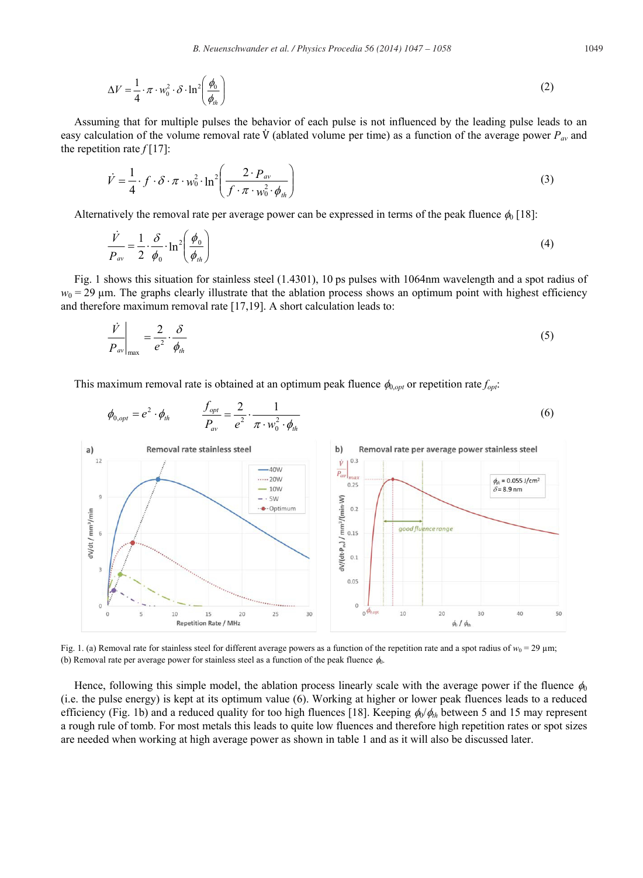$$\Delta V = \frac{1}{4} \cdot \pi \cdot w_0^2 \cdot \delta \cdot \ln^2\left(\frac{\phi_0}{\phi_{th}}\right) \tag{2}$$

Assuming that for multiple pulses the behavior of each pulse is not influenced by the leading pulse leads to an easy calculation of the volume removal rate $\dot{V}$ (ablated volume per time) as a function of the average power $P_{av}$ and the repetition rate $f$ [17]:

$$\dot{V} = \frac{1}{4} \cdot f \cdot \delta \cdot \pi \cdot w_0^2 \cdot \ln^2\left(\frac{2 \cdot P_{av}}{f \cdot \pi \cdot w_0^2 \cdot \phi_{th}}\right) \tag{3}$$

Alternatively the removal rate per average power can be expressed in terms of the peak fluence $\phi_0$ [18]:

$$\frac{\dot{V}}{P_{av}} = \frac{1}{2} \cdot \frac{\delta}{\phi_0} \cdot \ln^2\left(\frac{\phi_0}{\phi_{th}}\right) \tag{4}$$

Fig. 1 shows this situation for stainless steel (1.4301), 10 ps pulses with 1064nm wavelength and a spot radius of $w_0$ = 29 µm. The graphs clearly illustrate that the ablation process shows an optimum point with highest efficiency and therefore maximum removal rate [17,19]. A short calculation leads to:

$$\left.\frac{\dot{V}}{P_{av}}\right|_{\max} = \frac{2}{e^2} \cdot \frac{\delta}{\phi_{th}} \tag{5}$$

This maximum removal rate is obtained at an optimum peak fluence $\phi_{0,opt}$ or repetition rate $f_{opt}$:

$$\phi_{0,opt} = e^2 \cdot \phi_{th} \qquad \frac{f_{opt}}{P_{av}} = \frac{2}{e^2} \cdot \frac{1}{\pi \cdot w_0^2 \cdot \phi_{th}} \tag{6}$$

Fig. 1. (a) Removal rate for stainless steel for different average powers as a function of the repetition rate and a spot radius of $w_0$ = 29 µm; (b) Removal rate per average power for stainless steel as a function of the peak fluence $\phi_0$.

Hence, following this simple model, the ablation process linearly scale with the average power if the fluence $\phi_0$ (i.e. the pulse energy) is kept at its optimum value (6). Working at higher or lower peak fluences leads to a reduced efficiency (Fig. 1b) and a reduced quality for too high fluences [18]. Keeping $\phi_0/\phi_{th}$ between 5 and 15 may represent a rough rule of tomb. For most metals this leads to quite low fluences and therefore high repetition rates or spot sizes are needed when working at high average power as shown in table 1 and as it will also be discussed later.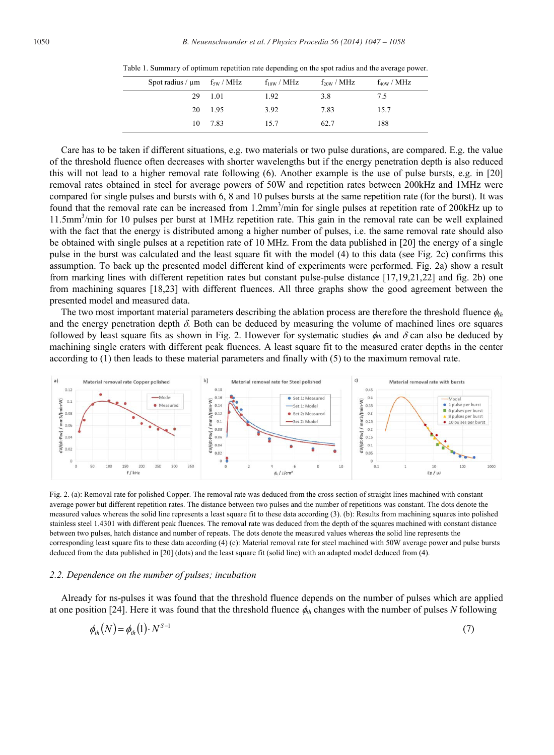Table 1. Summary of optimum repetition rate depending on the spot radius and the average power.

| Spot radius / µm | $f_{5W}$ / MHz | $f_{10W}$ / MHz | $f_{20W}$ / MHz | $f_{40W}$ / MHz |
|---|---|---|---|---|
| 29 | 1.01 | 1.92 | 3.8 | 7.5 |
| 20 | 1.95 | 3.92 | 7.83 | 15.7 |
| 10 | 7.83 | 15.7 | 62.7 | 188 |

Care has to be taken if different situations, e.g. two materials or two pulse durations, are compared. E.g. the value of the threshold fluence often decreases with shorter wavelengths but if the energy penetration depth is also reduced this will not lead to a higher removal rate following (6). Another example is the use of pulse bursts, e.g. in [20] removal rates obtained in steel for average powers of 50W and repetition rates between 200kHz and 1MHz were compared for single pulses and bursts with 6, 8 and 10 pulses bursts at the same repetition rate (for the burst). It was found that the removal rate can be increased from 1.2mm$^3$/min for single pulses at repetition rate of 200kHz up to 11.5mm$^3$/min for 10 pulses per burst at 1MHz repetition rate. This gain in the removal rate can be well explained with the fact that the energy is distributed among a higher number of pulses, i.e. the same removal rate should also be obtained with single pulses at a repetition rate of 10 MHz. From the data published in [20] the energy of a single pulse in the burst was calculated and the least square fit with the model (4) to this data (see Fig. 2c) confirms this assumption. To back up the presented model different kind of experiments were performed. Fig. 2a) show a result from marking lines with different repetition rates but constant pulse-pulse distance [17,19,21,22] and fig. 2b) one from machining squares [18,23] with different fluences. All three graphs show the good agreement between the presented model and measured data.

The two most important material parameters describing the ablation process are therefore the threshold fluence $\phi_{th}$ and the energy penetration depth $\delta$. Both can be deduced by measuring the volume of machined lines ore squares followed by least square fits as shown in Fig. 2. However for systematic studies $\phi_{th}$ and $\delta$ can also be deduced by machining single craters with different peak fluences. A least square fit to the measured crater depths in the center according to (1) then leads to these material parameters and finally with (5) to the maximum removal rate.

Fig. 2. (a): Removal rate for polished Copper. The removal rate was deduced from the cross section of straight lines machined with constant average power but different repetition rates. The distance between two pulses and the number of repetitions was constant. The dots denote the measured values whereas the solid line represents a least square fit to these data according (3). (b): Results from machining squares into polished stainless steel 1.4301 with different peak fluences. The removal rate was deduced from the depth of the squares machined with constant distance between two pulses, hatch distance and number of repeats. The dots denote the measured values whereas the solid line represents the corresponding least square fits to these data according (4) (c): Material removal rate for steel machined with 50W average power and pulse bursts deduced from the data published in [20] (dots) and the least square fit (solid line) with an adapted model deduced from (4).

### 2.2. Dependence on the number of pulses; incubation

Already for ns-pulses it was found that the threshold fluence depends on the number of pulses which are applied at one position [24]. Here it was found that the threshold fluence $\phi_{th}$ changes with the number of pulses $N$ following

$$\phi_{th}(N) = \phi_{th}(1) \cdot N^{S-1} \tag{7}$$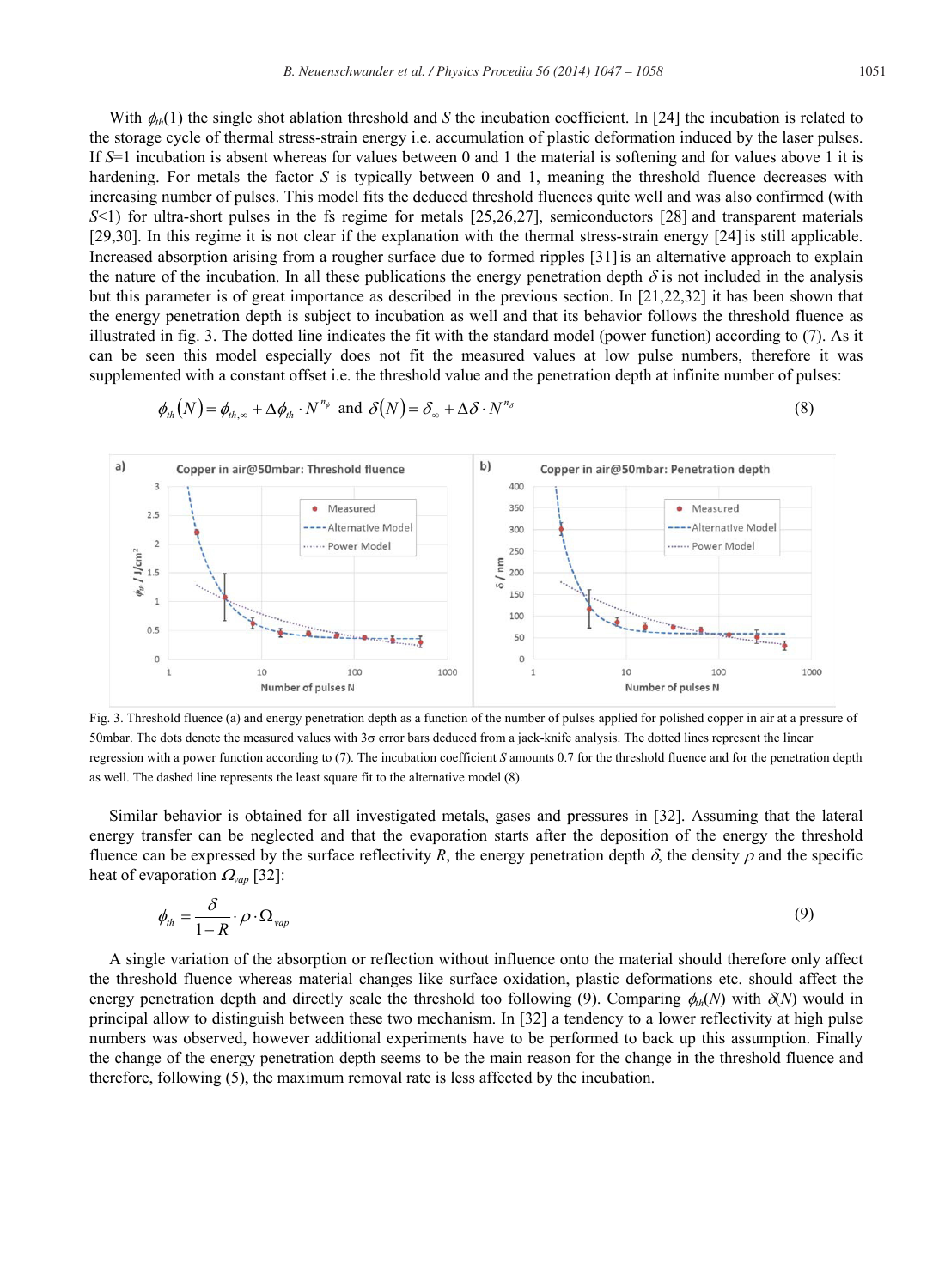With $\phi_{th}(1)$ the single shot ablation threshold and $S$ the incubation coefficient. In [24] the incubation is related to the storage cycle of thermal stress-strain energy i.e. accumulation of plastic deformation induced by the laser pulses. If $S$=1 incubation is absent whereas for values between 0 and 1 the material is softening and for values above 1 it is hardening. For metals the factor $S$ is typically between 0 and 1, meaning the threshold fluence decreases with increasing number of pulses. This model fits the deduced threshold fluences quite well and was also confirmed (with $S$<1) for ultra-short pulses in the fs regime for metals [25,26,27], semiconductors [28] and transparent materials [29,30]. In this regime it is not clear if the explanation with the thermal stress-strain energy [24] is still applicable. Increased absorption arising from a rougher surface due to formed ripples [31] is an alternative approach to explain the nature of the incubation. In all these publications the energy penetration depth $\delta$ is not included in the analysis but this parameter is of great importance as described in the previous section. In [21,22,32] it has been shown that the energy penetration depth is subject to incubation as well and that its behavior follows the threshold fluence as illustrated in fig. 3. The dotted line indicates the fit with the standard model (power function) according to (7). As it can be seen this model especially does not fit the measured values at low pulse numbers, therefore it was supplemented with a constant offset i.e. the threshold value and the penetration depth at infinite number of pulses:

$$\phi_{th}(N) = \phi_{th,\infty} + \Delta\phi_{th} \cdot N^{n_\phi} \quad \text{and} \quad \delta(N) = \delta_\infty + \Delta\delta \cdot N^{n_\delta} \tag{8}$$

Fig. 3. Threshold fluence (a) and energy penetration depth as a function of the number of pulses applied for polished copper in air at a pressure of 50mbar. The dots denote the measured values with 3σ error bars deduced from a jack-knife analysis. The dotted lines represent the linear regression with a power function according to (7). The incubation coefficient $S$ amounts 0.7 for the threshold fluence and for the penetration depth as well. The dashed line represents the least square fit to the alternative model (8).

Similar behavior is obtained for all investigated metals, gases and pressures in [32]. Assuming that the lateral energy transfer can be neglected and that the evaporation starts after the deposition of the energy the threshold fluence can be expressed by the surface reflectivity $R$, the energy penetration depth $\delta$, the density $\rho$ and the specific heat of evaporation $\Omega_{vap}$ [32]:

$$\phi_{th} = \frac{\delta}{1-R} \cdot \rho \cdot \Omega_{vap} \tag{9}$$

A single variation of the absorption or reflection without influence onto the material should therefore only affect the threshold fluence whereas material changes like surface oxidation, plastic deformations etc. should affect the energy penetration depth and directly scale the threshold too following (9). Comparing $\phi_{th}(N)$ with $\delta(N)$ would in principal allow to distinguish between these two mechanism. In [32] a tendency to a lower reflectivity at high pulse numbers was observed, however additional experiments have to be performed to back up this assumption. Finally the change of the energy penetration depth seems to be the main reason for the change in the threshold fluence and therefore, following (5), the maximum removal rate is less affected by the incubation.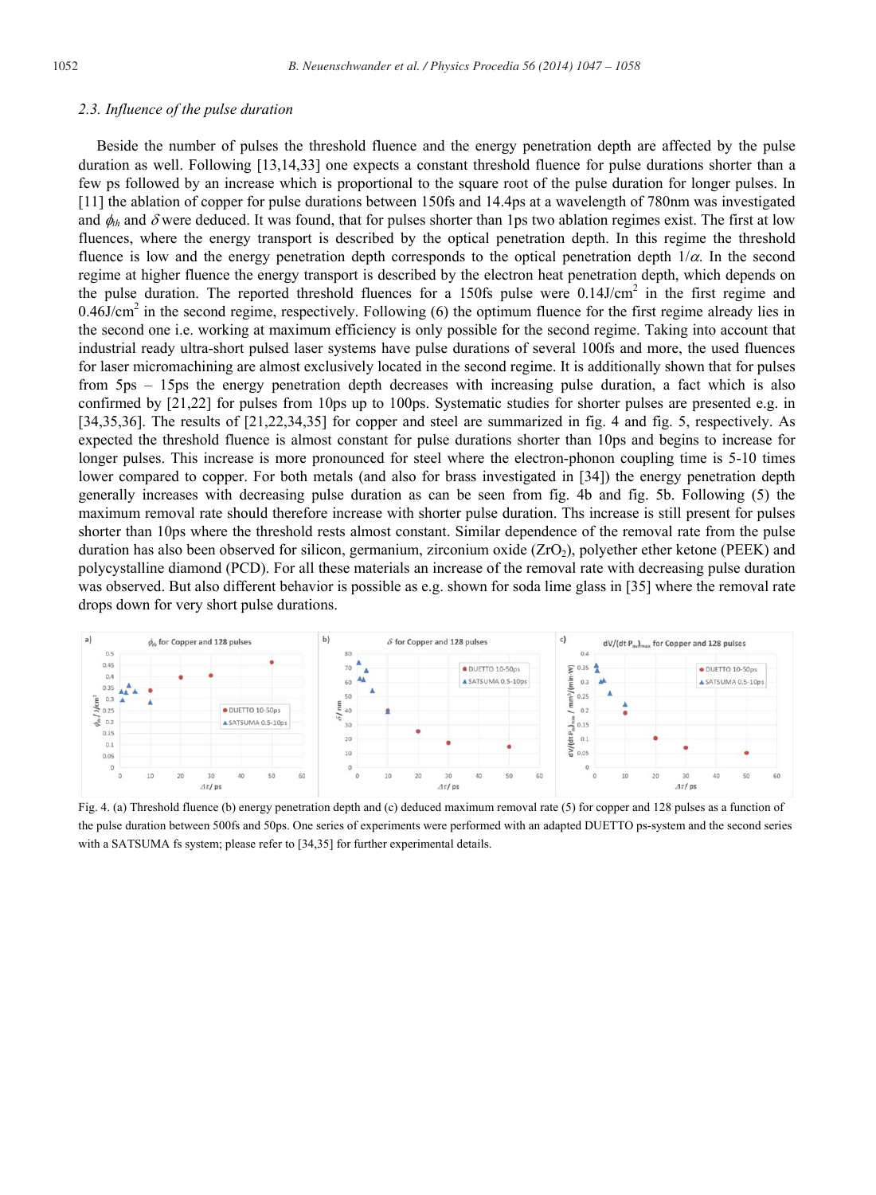### 2.3. Influence of the pulse duration

Beside the number of pulses the threshold fluence and the energy penetration depth are affected by the pulse duration as well. Following [13,14,33] one expects a constant threshold fluence for pulse durations shorter than a few ps followed by an increase which is proportional to the square root of the pulse duration for longer pulses. In [11] the ablation of copper for pulse durations between 150fs and 14.4ps at a wavelength of 780nm was investigated and $\phi_{th}$ and $\delta$ were deduced. It was found, that for pulses shorter than 1ps two ablation regimes exist. The first at low fluences, where the energy transport is described by the optical penetration depth. In this regime the threshold fluence is low and the energy penetration depth corresponds to the optical penetration depth $1/\alpha$. In the second regime at higher fluence the energy transport is described by the electron heat penetration depth, which depends on the pulse duration. The reported threshold fluences for a 150fs pulse were 0.14J/cm$^2$ in the first regime and 0.46J/cm$^2$ in the second regime, respectively. Following (6) the optimum fluence for the first regime already lies in the second one i.e. working at maximum efficiency is only possible for the second regime. Taking into account that industrial ready ultra-short pulsed laser systems have pulse durations of several 100fs and more, the used fluences for laser micromachining are almost exclusively located in the second regime. It is additionally shown that for pulses from 5ps – 15ps the energy penetration depth decreases with increasing pulse duration, a fact which is also confirmed by [21,22] for pulses from 10ps up to 100ps. Systematic studies for shorter pulses are presented e.g. in [34,35,36]. The results of [21,22,34,35] for copper and steel are summarized in fig. 4 and fig. 5, respectively. As expected the threshold fluence is almost constant for pulse durations shorter than 10ps and begins to increase for longer pulses. This increase is more pronounced for steel where the electron-phonon coupling time is 5-10 times lower compared to copper. For both metals (and also for brass investigated in [34]) the energy penetration depth generally increases with decreasing pulse duration as can be seen from fig. 4b and fig. 5b. Following (5) the maximum removal rate should therefore increase with shorter pulse duration. Ths increase is still present for pulses shorter than 10ps where the threshold rests almost constant. Similar dependence of the removal rate from the pulse duration has also been observed for silicon, germanium, zirconium oxide ($ZrO_2$), polyether ether ketone (PEEK) and polycystalline diamond (PCD). For all these materials an increase of the removal rate with decreasing pulse duration was observed. But also different behavior is possible as e.g. shown for soda lime glass in [35] where the removal rate drops down for very short pulse durations.

Fig. 4. (a) Threshold fluence (b) energy penetration depth and (c) deduced maximum removal rate (5) for copper and 128 pulses as a function of the pulse duration between 500fs and 50ps. One series of experiments were performed with an adapted DUETTO ps-system and the second series with a SATSUMA fs system; please refer to [34,35] for further experimental details.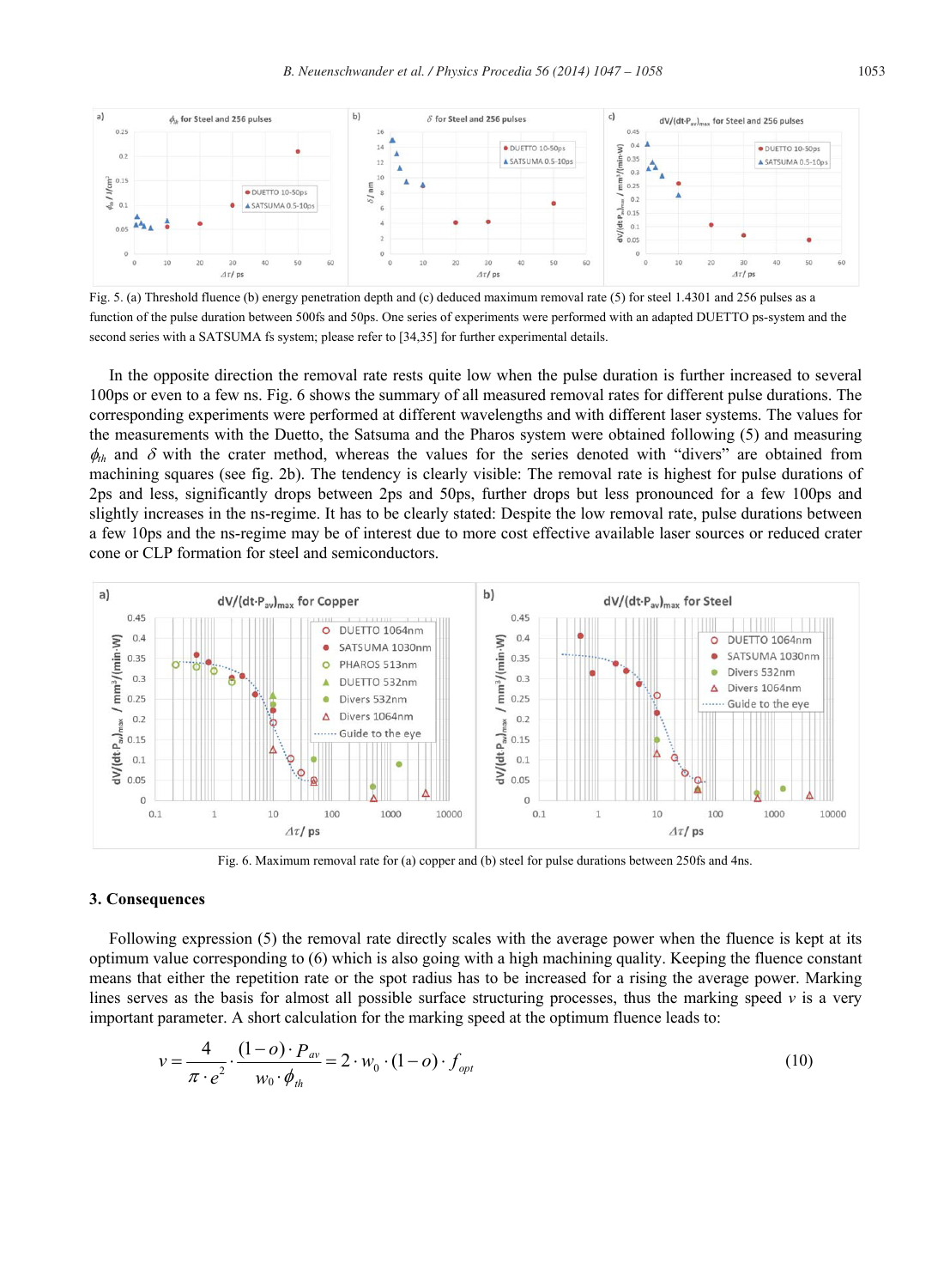Fig. 5. (a) Threshold fluence (b) energy penetration depth and (c) deduced maximum removal rate (5) for steel 1.4301 and 256 pulses as a function of the pulse duration between 500fs and 50ps. One series of experiments were performed with an adapted DUETTO ps-system and the second series with a SATSUMA fs system; please refer to [34,35] for further experimental details.

In the opposite direction the removal rate rests quite low when the pulse duration is further increased to several 100ps or even to a few ns. Fig. 6 shows the summary of all measured removal rates for different pulse durations. The corresponding experiments were performed at different wavelengths and with different laser systems. The values for the measurements with the Duetto, the Satsuma and the Pharos system were obtained following (5) and measuring $\phi_{th}$ and $\delta$ with the crater method, whereas the values for the series denoted with "divers" are obtained from machining squares (see fig. 2b). The tendency is clearly visible: The removal rate is highest for pulse durations of 2ps and less, significantly drops between 2ps and 50ps, further drops but less pronounced for a few 100ps and slightly increases in the ns-regime. It has to be clearly stated: Despite the low removal rate, pulse durations between a few 10ps and the ns-regime may be of interest due to more cost effective available laser sources or reduced crater cone or CLP formation for steel and semiconductors.

Fig. 6. Maximum removal rate for (a) copper and (b) steel for pulse durations between 250fs and 4ns.

## 3. Consequences

Following expression (5) the removal rate directly scales with the average power when the fluence is kept at its optimum value corresponding to (6) which is also going with a high machining quality. Keeping the fluence constant means that either the repetition rate or the spot radius has to be increased for a rising the average power. Marking lines serves as the basis for almost all possible surface structuring processes, thus the marking speed $v$ is a very important parameter. A short calculation for the marking speed at the optimum fluence leads to:

$$v = \frac{4}{\pi \cdot e^2} \cdot \frac{(1-o) \cdot P_{av}}{w_0 \cdot \phi_{th}} = 2 \cdot w_0 \cdot (1-o) \cdot f_{opt} \tag{10}$$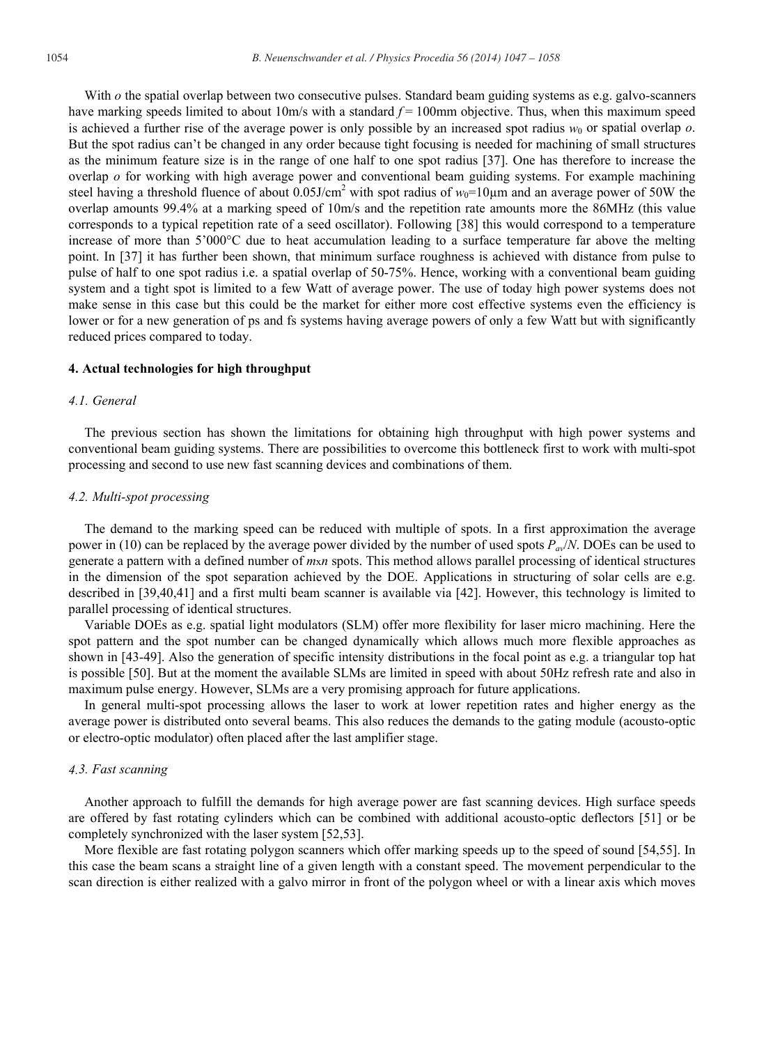With $o$ the spatial overlap between two consecutive pulses. Standard beam guiding systems as e.g. galvo-scanners have marking speeds limited to about 10m/s with a standard $f$ = 100mm objective. Thus, when this maximum speed is achieved a further rise of the average power is only possible by an increased spot radius $w_0$ or spatial overlap $o$. But the spot radius can't be changed in any order because tight focusing is needed for machining of small structures as the minimum feature size is in the range of one half to one spot radius [37]. One has therefore to increase the overlap $o$ for working with high average power and conventional beam guiding systems. For example machining steel having a threshold fluence of about 0.05J/cm$^2$ with spot radius of $w_0$=10µm and an average power of 50W the overlap amounts 99.4% at a marking speed of 10m/s and the repetition rate amounts more the 86MHz (this value corresponds to a typical repetition rate of a seed oscillator). Following [38] this would correspond to a temperature increase of more than 5'000°C due to heat accumulation leading to a surface temperature far above the melting point. In [37] it has further been shown, that minimum surface roughness is achieved with distance from pulse to pulse of half to one spot radius i.e. a spatial overlap of 50-75%. Hence, working with a conventional beam guiding system and a tight spot is limited to a few Watt of average power. The use of today high power systems does not make sense in this case but this could be the market for either more cost effective systems even the efficiency is lower or for a new generation of ps and fs systems having average powers of only a few Watt but with significantly reduced prices compared to today.

## 4. Actual technologies for high throughput

### *4.1. General*

The previous section has shown the limitations for obtaining high throughput with high power systems and conventional beam guiding systems. There are possibilities to overcome this bottleneck first to work with multi-spot processing and second to use new fast scanning devices and combinations of them.

### *4.2. Multi-spot processing*

The demand to the marking speed can be reduced with multiple of spots. In a first approximation the average power in (10) can be replaced by the average power divided by the number of used spots $P_{av}/N$. DOEs can be used to generate a pattern with a defined number of $m \times n$ spots. This method allows parallel processing of identical structures in the dimension of the spot separation achieved by the DOE. Applications in structuring of solar cells are e.g. described in [39,40,41] and a first multi beam scanner is available via [42]. However, this technology is limited to parallel processing of identical structures.

Variable DOEs as e.g. spatial light modulators (SLM) offer more flexibility for laser micro machining. Here the spot pattern and the spot number can be changed dynamically which allows much more flexible approaches as shown in [43-49]. Also the generation of specific intensity distributions in the focal point as e.g. a triangular top hat is possible [50]. But at the moment the available SLMs are limited in speed with about 50Hz refresh rate and also in maximum pulse energy. However, SLMs are a very promising approach for future applications.

In general multi-spot processing allows the laser to work at lower repetition rates and higher energy as the average power is distributed onto several beams. This also reduces the demands to the gating module (acousto-optic or electro-optic modulator) often placed after the last amplifier stage.

### *4.3. Fast scanning*

Another approach to fulfill the demands for high average power are fast scanning devices. High surface speeds are offered by fast rotating cylinders which can be combined with additional acousto-optic deflectors [51] or be completely synchronized with the laser system [52,53].

More flexible are fast rotating polygon scanners which offer marking speeds up to the speed of sound [54,55]. In this case the beam scans a straight line of a given length with a constant speed. The movement perpendicular to the scan direction is either realized with a galvo mirror in front of the polygon wheel or with a linear axis which moves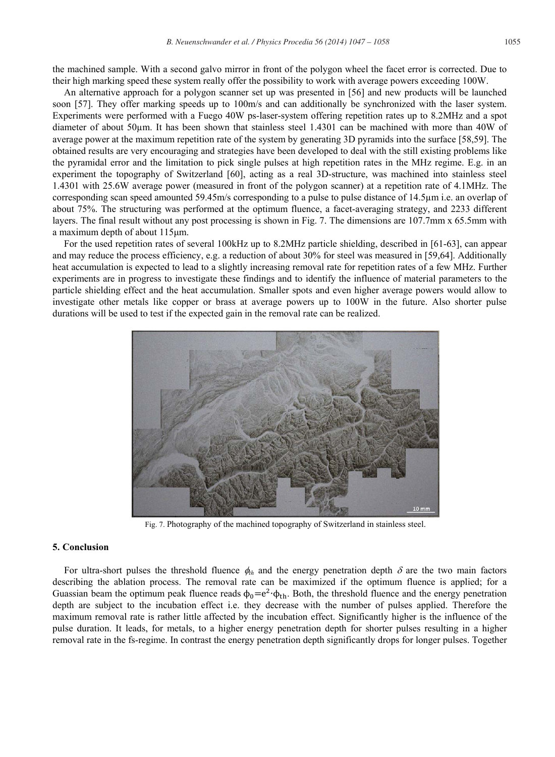the machined sample. With a second galvo mirror in front of the polygon wheel the facet error is corrected. Due to their high marking speed these system really offer the possibility to work with average powers exceeding 100W.

An alternative approach for a polygon scanner set up was presented in [56] and new products will be launched soon [57]. They offer marking speeds up to 100m/s and can additionally be synchronized with the laser system. Experiments were performed with a Fuego 40W ps-laser-system offering repetition rates up to 8.2MHz and a spot diameter of about 50µm. It has been shown that stainless steel 1.4301 can be machined with more than 40W of average power at the maximum repetition rate of the system by generating 3D pyramids into the surface [58,59]. The obtained results are very encouraging and strategies have been developed to deal with the still existing problems like the pyramidal error and the limitation to pick single pulses at high repetition rates in the MHz regime. E.g. in an experiment the topography of Switzerland [60], acting as a real 3D-structure, was machined into stainless steel 1.4301 with 25.6W average power (measured in front of the polygon scanner) at a repetition rate of 4.1MHz. The corresponding scan speed amounted 59.45m/s corresponding to a pulse to pulse distance of 14.5µm i.e. an overlap of about 75%. The structuring was performed at the optimum fluence, a facet-averaging strategy, and 2233 different layers. The final result without any post processing is shown in Fig. 7. The dimensions are 107.7mm x 65.5mm with a maximum depth of about 115µm.

For the used repetition rates of several 100kHz up to 8.2MHz particle shielding, described in [61-63], can appear and may reduce the process efficiency, e.g. a reduction of about 30% for steel was measured in [59,64]. Additionally heat accumulation is expected to lead to a slightly increasing removal rate for repetition rates of a few MHz. Further experiments are in progress to investigate these findings and to identify the influence of material parameters to the particle shielding effect and the heat accumulation. Smaller spots and even higher average powers would allow to investigate other metals like copper or brass at average powers up to 100W in the future. Also shorter pulse durations will be used to test if the expected gain in the removal rate can be realized.

Fig. 7. Photography of the machined topography of Switzerland in stainless steel.

## 5. Conclusion

For ultra-short pulses the threshold fluence $\phi_{th}$ and the energy penetration depth $\delta$ are the two main factors describing the ablation process. The removal rate can be maximized if the optimum fluence is applied; for a Guassian beam the optimum peak fluence reads $\phi_0 = e^2 \cdot \phi_{th}$. Both, the threshold fluence and the energy penetration depth are subject to the incubation effect i.e. they decrease with the number of pulses applied. Therefore the maximum removal rate is rather little affected by the incubation effect. Significantly higher is the influence of the pulse duration. It leads, for metals, to a higher energy penetration depth for shorter pulses resulting in a higher removal rate in the fs-regime. In contrast the energy penetration depth significantly drops for longer pulses. Together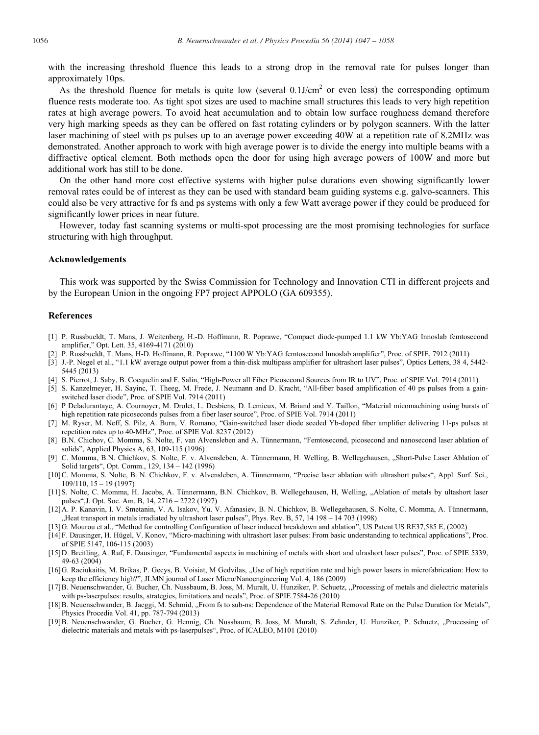with the increasing threshold fluence this leads to a strong drop in the removal rate for pulses longer than approximately 10ps.

As the threshold fluence for metals is quite low (several $0.1\text{J/cm}^2$ or even less) the corresponding optimum fluence rests moderate too. As tight spot sizes are used to machine small structures this leads to very high repetition rates at high average powers. To avoid heat accumulation and to obtain low surface roughness demand therefore very high marking speeds as they can be offered on fast rotating cylinders or by polygon scanners. With the latter laser machining of steel with ps pulses up to an average power exceeding 40W at a repetition rate of 8.2MHz was demonstrated. Another approach to work with high average power is to divide the energy into multiple beams with a diffractive optical element. Both methods open the door for using high average powers of 100W and more but additional work has still to be done.

On the other hand more cost effective systems with higher pulse durations even showing significantly lower removal rates could be of interest as they can be used with standard beam guiding systems e.g. galvo-scanners. This could also be very attractive for fs and ps systems with only a few Watt average power if they could be produced for significantly lower prices in near future.

However, today fast scanning systems or multi-spot processing are the most promising technologies for surface structuring with high throughput.

### Acknowledgements

This work was supported by the Swiss Commission for Technology and Innovation CTI in different projects and by the European Union in the ongoing FP7 project APPOLO (GA 609355).

### References

[1] P. Russbueldt, T. Mans, J. Weitenberg, H.-D. Hoffmann, R. Poprawe, "Compact diode-pumped 1.1 kW Yb:YAG Innoslab femtosecond amplifier," Opt. Lett. 35, 4169-4171 (2010)

[2] P. Russbueldt, T. Mans, H-D. Hoffmann, R. Poprawe, "1100 W Yb:YAG femtosecond Innoslab amplifier", Proc. of SPIE, 7912 (2011)

[3] J.-P. Negel et al., "1.1 kW average output power from a thin-disk multipass amplifier for ultrashort laser pulses", Optics Letters, 38 4, 5442-5445 (2013)

[4] S. Pierrot, J. Saby, B. Cocquelin and F. Salin, "High-Power all Fiber Picosecond Sources from IR to UV", Proc. of SPIE Vol. 7914 (2011)

[5] S. Kanzelmeyer, H. Sayinc, T. Theeg, M. Frede, J. Neumann and D. Kracht, "All-fiber based amplification of 40 ps pulses from a gain-switched laser diode", Proc. of SPIE Vol. 7914 (2011)

[6] P Deladurantaye, A. Cournoyer, M. Drolet, L. Desbiens, D. Lemieux, M. Briand and Y. Taillon, "Material micomachining using bursts of high repetition rate picoseconds pulses from a fiber laser source", Proc. of SPIE Vol. 7914 (2011)

[7] M. Ryser, M. Neff, S. Pilz, A. Burn, V. Romano, "Gain-switched laser diode seeded Yb-doped fiber amplifier delivering 11-ps pulses at repetition rates up to 40-MHz", Proc. of SPIE Vol. 8237 (2012)

[8] B.N. Chichov, C. Momma, S. Nolte, F. van Alvensleben and A. Tünnermann, "Femtosecond, picosecond and nanosecond laser ablation of solids", Applied Physics A, 63, 109-115 (1996)

[9] C. Momma, B.N. Chichkov, S. Nolte, F. v. Alvensleben, A. Tünnermann, H. Welling, B. Wellegehausen, „Short-Pulse Laser Ablation of Solid targets", Opt. Comm., 129, 134 – 142 (1996)

[10] C. Momma, S. Nolte, B. N. Chichkov, F. v. Alvensleben, A. Tünnermann, "Precise laser ablation with ultrashort pulses", Appl. Surf. Sci., 109/110, 15 – 19 (1997)

[11] S. Nolte, C. Momma, H. Jacobs, A. Tünnermann, B.N. Chichkov, B. Wellegehausen, H, Welling, „Ablation of metals by ultashort laser pulses",J. Opt. Soc. Am. B, 14, 2716 – 2722 (1997)

[12] A. P. Kanavin, I. V. Smetanin, V. A. Isakov, Yu. V. Afanasiev, B. N. Chichkov, B. Wellegehausen, S. Nolte, C. Momma, A. Tünnermann, „Heat transport in metals irradiated by ultrashort laser pulses", Phys. Rev. B, 57, 14 198 – 14 703 (1998)

[13] G. Mourou et al., "Method for controlling Configuration of laser induced breakdown and ablation", US Patent US RE37,585 E, (2002)

[14] F. Dausinger, H. Hügel, V. Konov, "Micro-machining with ultrashort laser pulses: From basic understanding to technical applications", Proc. of SPIE 5147, 106-115 (2003)

[15] D. Breitling, A. Ruf, F. Dausinger, "Fundamental aspects in machining of metals with short and ulrashort laser pulses", Proc. of SPIE 5339, 49-63 (2004)

[16] G. Raciukaitis, M. Brikas, P. Gecys, B. Voisiat, M Gedvilas, „Use of high repetition rate and high power lasers in microfabrication: How to keep the efficiency high?", JLMN journal of Laser Micro/Nanoengineering Vol. 4, 186 (2009)

[17] B. Neuenschwander, G. Bucher, Ch. Nussbaum, B. Joss, M. Muralt, U. Hunziker, P. Schuetz, „Processing of metals and dielectric materials with ps-laserpulses: results, strategies, limitations and needs", Proc. of SPIE 7584-26 (2010)

[18] B. Neuenschwander, B. Jaeggi, M. Schmid, „From fs to sub-ns: Dependence of the Material Removal Rate on the Pulse Duration for Metals", Physics Procedia Vol. 41, pp. 787-794 (2013)

[19] B. Neuenschwander, G. Bucher, G. Hennig, Ch. Nussbaum, B. Joss, M. Muralt, S. Zehnder, U. Hunziker, P. Schuetz, „Processing of dielectric materials and metals with ps-laserpulses", Proc. of ICALEO, M101 (2010)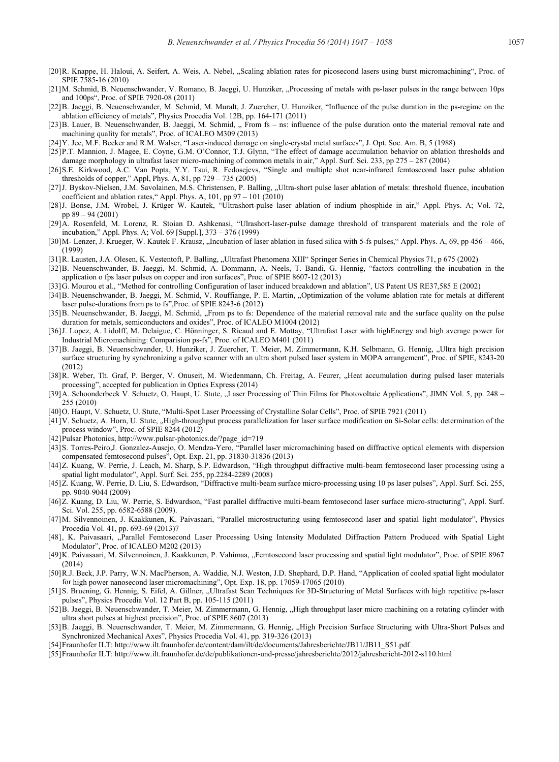[20] R. Knappe, H. Haloui, A. Seifert, A. Weis, A. Nebel, „Scaling ablation rates for picosecond lasers using burst micromachining", Proc. of SPIE 7585-16 (2010)

[21] M. Schmid, B. Neuenschwander, V. Romano, B. Jaeggi, U. Hunziker, „Processing of metals with ps-laser pulses in the range between 10ps and 100ps", Proc. of SPIE 7920-08 (2011)

[22] B. Jaeggi, B. Neuenschwander, M. Schmid, M. Muralt, J. Zuercher, U. Hunziker, "Influence of the pulse duration in the ps-regime on the ablation efficiency of metals", Physics Procedia Vol. 12B, pp. 164-171 (2011)

[23] B. Lauer, B. Neuenschwander, B. Jaeggi, M. Schmid, „ From fs – ns: influence of the pulse duration onto the material removal rate and machining quality for metals", Proc. of ICALEO M309 (2013)

[24] Y. Jee, M.F. Becker and R.M. Walser, "Laser-induced damage on single-crystal metal surfaces", J. Opt. Soc. Am. B, 5 (1988)

[25] P.T. Mannion, J. Magee, E. Coyne, G.M. O'Connor, T.J. Glynn, "The effect of damage accumulation behavior on ablation thresholds and damage morphology in ultrafast laser micro-machining of common metals in air," Appl. Surf. Sci. 233, pp 275 – 287 (2004)

[26] S.E. Kirkwood, A.C. Van Popta, Y.Y. Tsui, R. Fedosejevs, "Single and multiple shot near-infrared femtosecond laser pulse ablation thresholds of copper," Appl, Phys. A, 81, pp 729 – 735 (2005)

[27] J. Byskov-Nielsen, J.M. Savolainen, M.S. Christensen, P. Balling, „Ultra-short pulse laser ablation of metals: threshold fluence, incubation coefficient and ablation rates," Appl. Phys. A, 101, pp 97 – 101 (2010)

[28] J. Bonse, J.M. Wrobel, J. Krüger W. Kautek, "Ultrashort-pulse laser ablation of indium phosphide in air," Appl. Phys. A; Vol. 72, pp 89 – 94 (2001)

[29] A. Rosenfeld, M. Lorenz, R. Stoian D. Ashkenasi, "Ulrashort-laser-pulse damage threshold of transparent materials and the role of incubation," Appl. Phys. A; Vol. 69 [Suppl.], 373 – 376 (1999)

[30] M- Lenzer, J. Krueger, W. Kautek F. Krausz, „Incubation of laser ablation in fused silica with 5-fs pulses," Appl. Phys. A, 69, pp 456 – 466, (1999)

[31] R. Lausten, J.A. Olesen, K. Vestentoft, P. Balling, „Ultrafast Phenomena XIII" Springer Series in Chemical Physics 71, p 675 (2002)

[32] B. Neuenschwander, B. Jaeggi, M. Schmid, A. Dommann, A. Neels, T. Bandi, G. Hennig, "factors controlling the incubation in the application o fps laser pulses on copper and iron surfaces", Proc. of SPIE 8607-12 (2013)

[33] G. Mourou et al., "Method for controlling Configuration of laser induced breakdown and ablation", US Patent US RE37,585 E (2002)

[34] B. Neuenschwander, B. Jaeggi, M. Schmid, V. Rouffiange, P. E. Martin, „Optimization of the volume ablation rate for metals at different laser pulse-durations from ps to fs",Proc. of SPIE 8243-6 (2012)

[35] B. Neuenschwander, B. Jaeggi, M. Schmid, „From ps to fs: Dependence of the material removal rate and the surface quality on the pulse duration for metals, semiconductors and oxides", Proc. of ICALEO M1004 (2012)

[36] J. Lopez, A. Lidolff, M. Delaigue, C. Hönninger, S. Ricaud and E. Mottay, "Ultrafast Laser with highEnergy and high average power for Industrial Micromachining: Comparision ps-fs", Proc. of ICALEO M401 (2011)

[37] B. Jaeggi, B. Neuenschwander, U. Hunziker, J. Zuercher, T. Meier, M. Zimmermann, K.H. Selbmann, G. Hennig, „Ultra high precision surface structuring by synchronizing a galvo scanner with an ultra short pulsed laser system in MOPA arrangement", Proc. of SPIE, 8243-20 (2012)

[38] R. Weber, Th. Graf, P. Berger, V. Onuseit, M. Wiedenmann, Ch. Freitag, A. Feurer, „Heat accumulation during pulsed laser materials processing", accepted for publication in Optics Express (2014)

[39] A. Schoonderbeek V. Schuetz, O. Haupt, U. Stute, „Laser Processing of Thin Films for Photovoltaic Applications", JlMN Vol. 5, pp. 248 – 255 (2010)

[40] O. Haupt, V. Schuetz, U. Stute, "Multi-Spot Laser Processing of Crystalline Solar Cells", Proc. of SPIE 7921 (2011)

[41] V. Schuetz, A. Horn, U. Stute, „High-throughput process parallelization for laser surface modification on Si-Solar cells: determination of the process window", Proc. of SPIE 8244 (2012)

[42] Pulsar Photonics, http://www.pulsar-photonics.de/?page_id=719

[43] S. Torres-Peiro,J. Gonzalez-Ausejo, O. Mendza-Yero, "Parallel laser micromachining based on diffractive optical elements with dispersion compensated femtosecond pulses", Opt. Exp. 21, pp. 31830-31836 (2013)

[44] Z. Kuang, W. Perrie, J. Leach, M. Sharp, S.P. Edwardson, "High throughput diffractive multi-beam femtosecond laser processing using a spatial light modulator", Appl. Surf. Sci. 255, pp.2284-2289 (2008)

[45] Z. Kuang, W. Perrie, D. Liu, S. Edwardson, "Diffractive multi-beam surface micro-processing using 10 ps laser pulses", Appl. Surf. Sci. 255, pp. 9040-9044 (2009)

[46] Z. Kuang, D. Liu, W. Perrie, S. Edwardson, "Fast parallel diffractive multi-beam femtosecond laser surface micro-structuring", Appl. Surf. Sci. Vol. 255, pp. 6582-6588 (2009).

[47] M. Silvennoinen, J. Kaakkunen, K. Paivasaari, "Parallel microstructuring using femtosecond laser and spatial light modulator", Physics Procedia Vol. 41, pp. 693-69 (2013)7

[48], K. Paivasaari, „Parallel Femtosecond Laser Processing Using Intensity Modulated Diffraction Pattern Produced with Spatial Light Modulator", Proc. of ICALEO M202 (2013)

[49] K. Paivasaari, M. Silvennoinen, J. Kaakkunen, P. Vahimaa, „Femtosecond laser processing and spatial light modulator", Proc. of SPIE 8967 (2014)

[50] R.J. Beck, J.P. Parry, W.N. MacPherson, A. Waddie, N.J. Weston, J.D. Shephard, D.P. Hand, "Application of cooled spatial light modulator for high power nanosecond laser micromachining", Opt. Exp. 18, pp. 17059-17065 (2010)

[51] S. Bruening, G. Hennig, S. Eifel, A. Gillner, „Ultrafast Scan Techniques for 3D-Structuring of Metal Surfaces with high repetitive ps-laser pulses", Physics Procedia Vol. 12 Part B, pp. 105-115 (2011)

[52] B. Jaeggi, B. Neuenschwander, T. Meier, M. Zimmermann, G. Hennig, „High throughput laser micro machining on a rotating cylinder with ultra short pulses at highest precision", Proc. of SPIE 8607 (2013)

[53] B. Jaeggi, B. Neuenschwander, T. Meier, M. Zimmermann, G. Hennig, „High Precision Surface Structuring with Ultra-Short Pulses and Synchronized Mechanical Axes", Physics Procedia Vol. 41, pp. 319-326 (2013)

[54] Fraunhofer ILT: http://www.ilt.fraunhofer.de/content/dam/ilt/de/documents/Jahresberichte/JB11/JB11_S51.pdf

[55] Fraunhofer ILT: http://www.ilt.fraunhofer.de/de/publikationen-und-presse/jahresberichte/2012/jahresbericht-2012-s110.html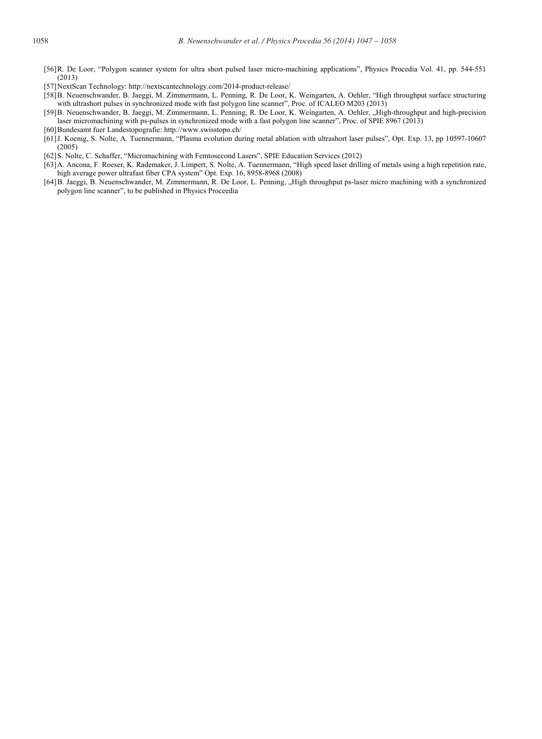[56] R. De Loor, “Polygon scanner system for ultra short pulsed laser micro-machining applications”, Physics Procedia Vol. 41, pp. 544-551 (2013)

[57] NextScan Technology: http://nextscantechnology.com/2014-product-release/

[58] B. Neuenschwander, B. Jaeggi, M. Zimmermann, L. Penning, R. De Loor, K. Weingarten, A. Oehler, “High throughput surface structuring with ultrashort pulses in synchronized mode with fast polygon line scanner”, Proc. of ICALEO M203 (2013)

[59] B. Neuenschwander, B. Jaeggi, M. Zimmermann, L. Penning, R. De Loor, K. Weingarten, A. Oehler, „High-throughput and high-precision laser micromachining with ps-pulses in synchronized mode with a fast polygon line scanner”, Proc. of SPIE 8967 (2013)

[60] Bundesamt fuer Landestopografie: http://www.swisstopo.ch/

[61] J. Koenig, S. Nolte, A. Tuennermann, “Plasma evolution during metal ablation with ultrashort laser pulses”, Opt. Exp. 13, pp 10597-10607 (2005)

[62] S. Nolte, C. Schaffer, “Micromachining with Femtosecond Lasers”, SPIE Education Services (2012)

[63] A. Ancona, F. Roeser, K. Rademaker, J. Limpert, S. Nolte, A. Tuennermann, “High speed laser drilling of metals using a high repetition rate, high average power ultrafast fiber CPA system” Opt. Exp. 16, 8958-8968 (2008)

[64] B. Jaeggi, B. Neuenschwander, M. Zimmermann, R. De Loor, L. Penning, „High throughput ps-laser micro machining with a synchronized polygon line scanner”, to be published in Physics Proceedia